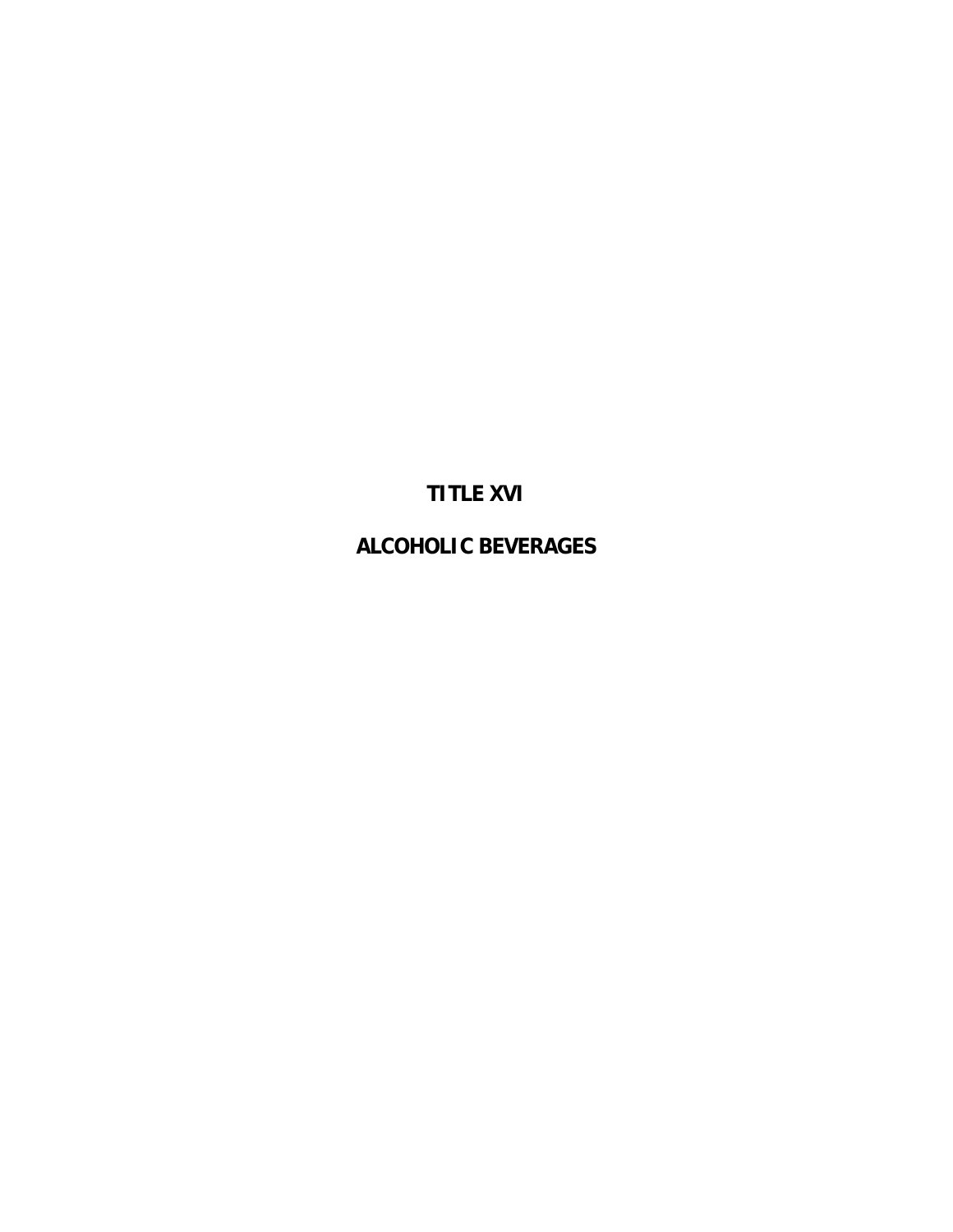# TITLE XVI

# ALCOHOLIC BEVERAGES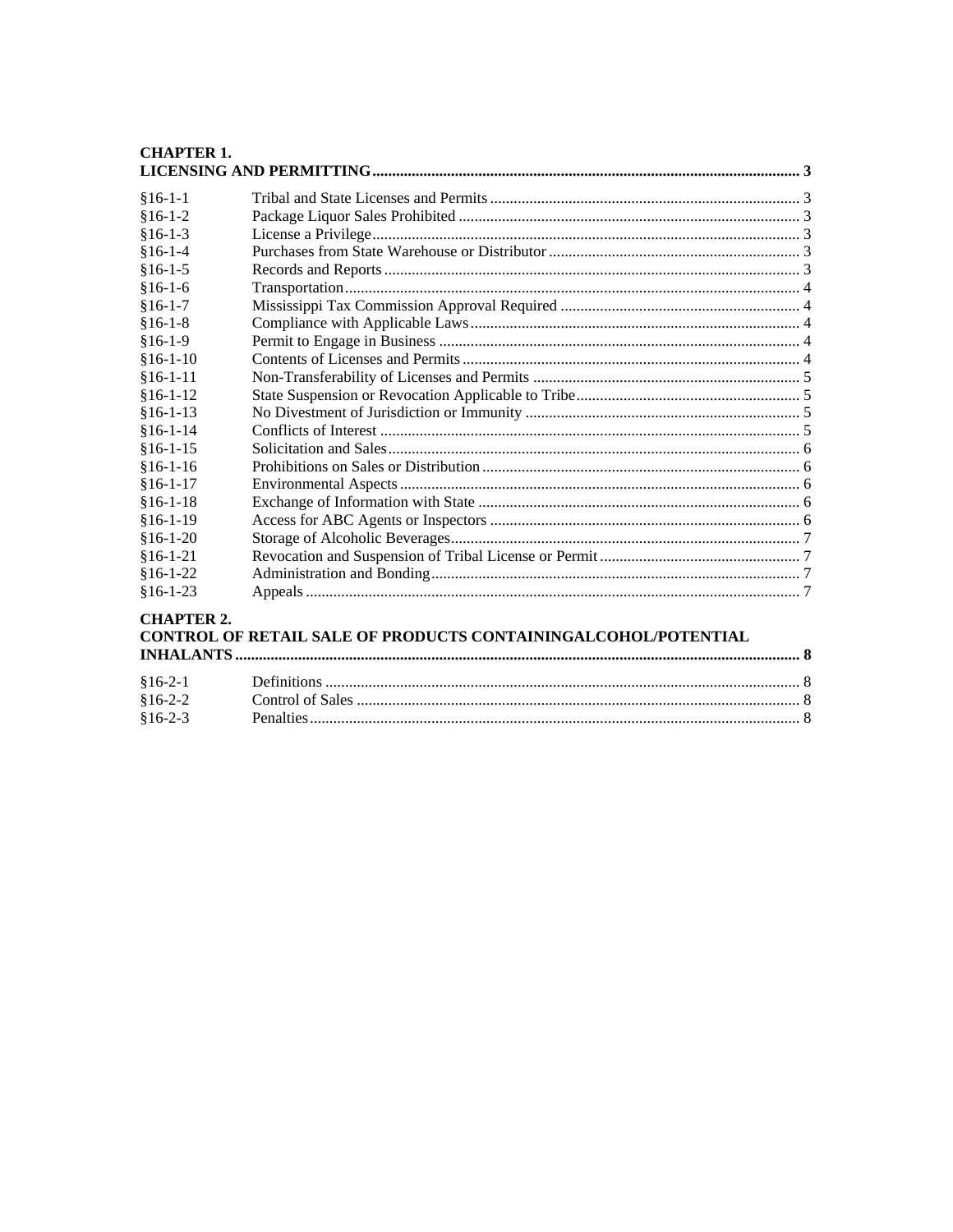**CHAPTER 1.**
**LICENSING AND PERMITTING** ........ 3

| | | |
|---|---|---|
| §16-1-1 | Tribal and State Licenses and Permits | 3 |
| §16-1-2 | Package Liquor Sales Prohibited | 3 |
| §16-1-3 | License a Privilege | 3 |
| §16-1-4 | Purchases from State Warehouse or Distributor | 3 |
| §16-1-5 | Records and Reports | 3 |
| §16-1-6 | Transportation | 4 |
| §16-1-7 | Mississippi Tax Commission Approval Required | 4 |
| §16-1-8 | Compliance with Applicable Laws | 4 |
| §16-1-9 | Permit to Engage in Business | 4 |
| §16-1-10 | Contents of Licenses and Permits | 4 |
| §16-1-11 | Non-Transferability of Licenses and Permits | 5 |
| §16-1-12 | State Suspension or Revocation Applicable to Tribe | 5 |
| §16-1-13 | No Divestment of Jurisdiction or Immunity | 5 |
| §16-1-14 | Conflicts of Interest | 5 |
| §16-1-15 | Solicitation and Sales | 6 |
| §16-1-16 | Prohibitions on Sales or Distribution | 6 |
| §16-1-17 | Environmental Aspects | 6 |
| §16-1-18 | Exchange of Information with State | 6 |
| §16-1-19 | Access for ABC Agents or Inspectors | 6 |
| §16-1-20 | Storage of Alcoholic Beverages | 7 |
| §16-1-21 | Revocation and Suspension of Tribal License or Permit | 7 |
| §16-1-22 | Administration and Bonding | 7 |
| §16-1-23 | Appeals | 7 |

**CHAPTER 2.**
**CONTROL OF RETAIL SALE OF PRODUCTS CONTAININGALCOHOL/POTENTIAL INHALANTS** ........ 8

| | | |
|---|---|---|
| §16-2-1 | Definitions | 8 |
| §16-2-2 | Control of Sales | 8 |
| §16-2-3 | Penalties | 8 |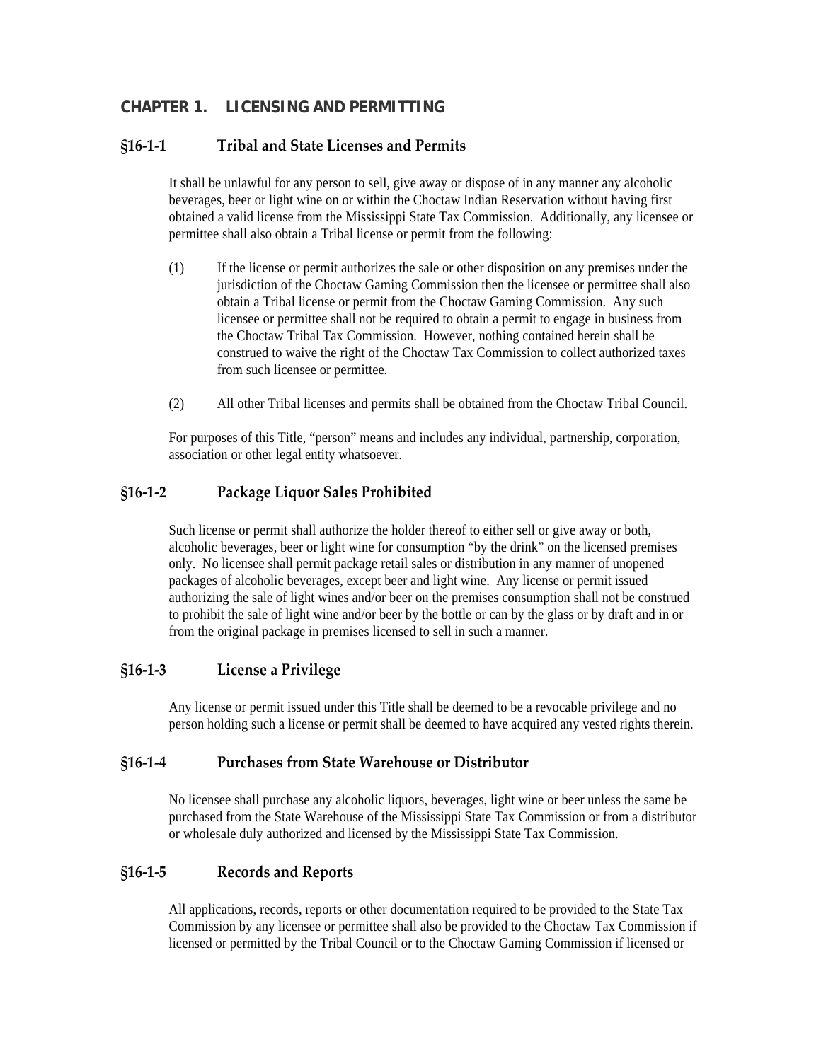## CHAPTER 1. LICENSING AND PERMITTING

### §16-1-1 Tribal and State Licenses and Permits

It shall be unlawful for any person to sell, give away or dispose of in any manner any alcoholic beverages, beer or light wine on or within the Choctaw Indian Reservation without having first obtained a valid license from the Mississippi State Tax Commission. Additionally, any licensee or permittee shall also obtain a Tribal license or permit from the following:

(1) If the license or permit authorizes the sale or other disposition on any premises under the jurisdiction of the Choctaw Gaming Commission then the licensee or permittee shall also obtain a Tribal license or permit from the Choctaw Gaming Commission. Any such licensee or permittee shall not be required to obtain a permit to engage in business from the Choctaw Tribal Tax Commission. However, nothing contained herein shall be construed to waive the right of the Choctaw Tax Commission to collect authorized taxes from such licensee or permittee.

(2) All other Tribal licenses and permits shall be obtained from the Choctaw Tribal Council.

For purposes of this Title, "person" means and includes any individual, partnership, corporation, association or other legal entity whatsoever.

### §16-1-2 Package Liquor Sales Prohibited

Such license or permit shall authorize the holder thereof to either sell or give away or both, alcoholic beverages, beer or light wine for consumption "by the drink" on the licensed premises only. No licensee shall permit package retail sales or distribution in any manner of unopened packages of alcoholic beverages, except beer and light wine. Any license or permit issued authorizing the sale of light wines and/or beer on the premises consumption shall not be construed to prohibit the sale of light wine and/or beer by the bottle or can by the glass or by draft and in or from the original package in premises licensed to sell in such a manner.

### §16-1-3 License a Privilege

Any license or permit issued under this Title shall be deemed to be a revocable privilege and no person holding such a license or permit shall be deemed to have acquired any vested rights therein.

### §16-1-4 Purchases from State Warehouse or Distributor

No licensee shall purchase any alcoholic liquors, beverages, light wine or beer unless the same be purchased from the State Warehouse of the Mississippi State Tax Commission or from a distributor or wholesale duly authorized and licensed by the Mississippi State Tax Commission.

### §16-1-5 Records and Reports

All applications, records, reports or other documentation required to be provided to the State Tax Commission by any licensee or permittee shall also be provided to the Choctaw Tax Commission if licensed or permitted by the Tribal Council or to the Choctaw Gaming Commission if licensed or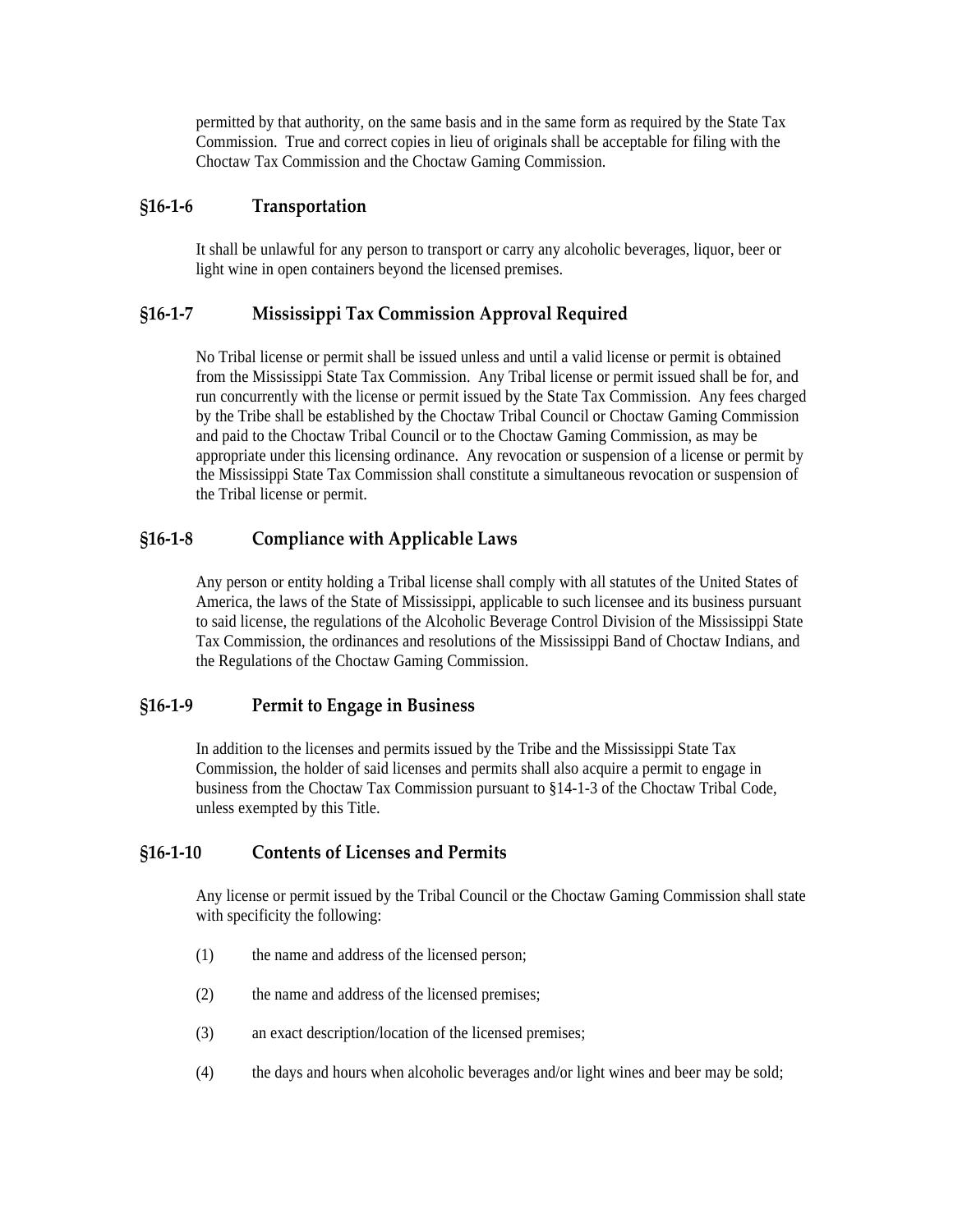permitted by that authority, on the same basis and in the same form as required by the State Tax Commission. True and correct copies in lieu of originals shall be acceptable for filing with the Choctaw Tax Commission and the Choctaw Gaming Commission.

## §16-1-6 Transportation

It shall be unlawful for any person to transport or carry any alcoholic beverages, liquor, beer or light wine in open containers beyond the licensed premises.

## §16-1-7 Mississippi Tax Commission Approval Required

No Tribal license or permit shall be issued unless and until a valid license or permit is obtained from the Mississippi State Tax Commission. Any Tribal license or permit issued shall be for, and run concurrently with the license or permit issued by the State Tax Commission. Any fees charged by the Tribe shall be established by the Choctaw Tribal Council or Choctaw Gaming Commission and paid to the Choctaw Tribal Council or to the Choctaw Gaming Commission, as may be appropriate under this licensing ordinance. Any revocation or suspension of a license or permit by the Mississippi State Tax Commission shall constitute a simultaneous revocation or suspension of the Tribal license or permit.

## §16-1-8 Compliance with Applicable Laws

Any person or entity holding a Tribal license shall comply with all statutes of the United States of America, the laws of the State of Mississippi, applicable to such licensee and its business pursuant to said license, the regulations of the Alcoholic Beverage Control Division of the Mississippi State Tax Commission, the ordinances and resolutions of the Mississippi Band of Choctaw Indians, and the Regulations of the Choctaw Gaming Commission.

## §16-1-9 Permit to Engage in Business

In addition to the licenses and permits issued by the Tribe and the Mississippi State Tax Commission, the holder of said licenses and permits shall also acquire a permit to engage in business from the Choctaw Tax Commission pursuant to §14-1-3 of the Choctaw Tribal Code, unless exempted by this Title.

## §16-1-10 Contents of Licenses and Permits

Any license or permit issued by the Tribal Council or the Choctaw Gaming Commission shall state with specificity the following:

(1) the name and address of the licensed person;

(2) the name and address of the licensed premises;

(3) an exact description/location of the licensed premises;

(4) the days and hours when alcoholic beverages and/or light wines and beer may be sold;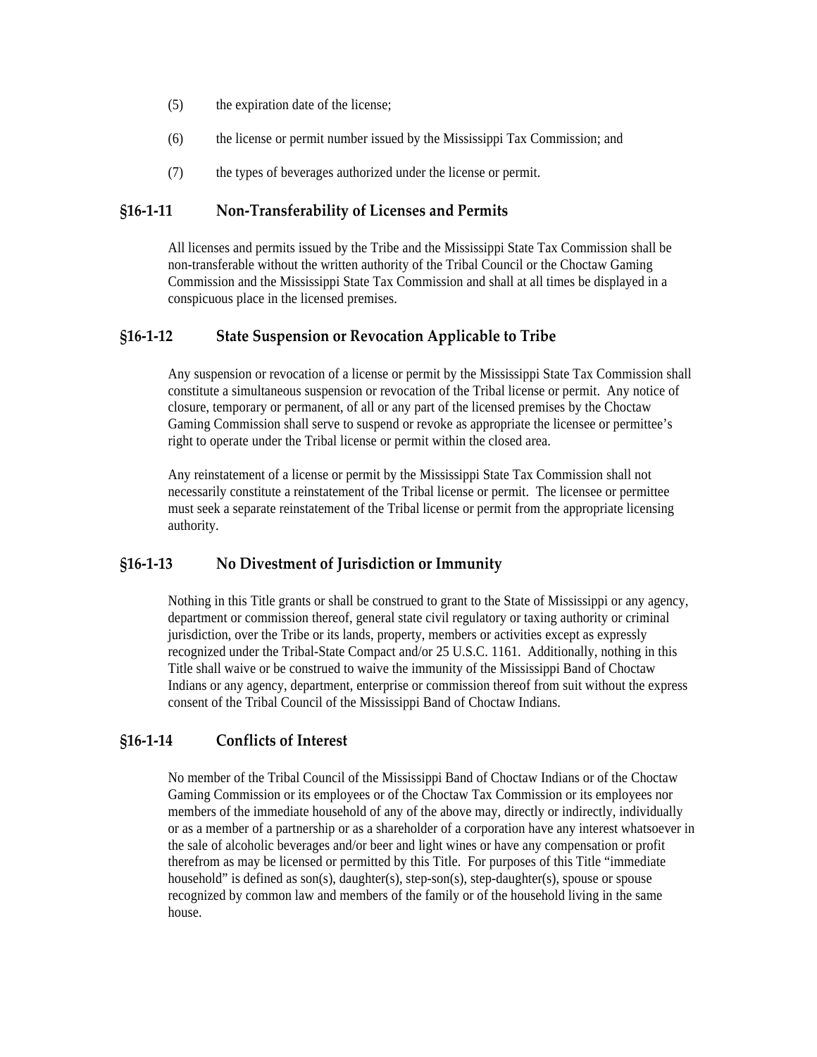(5) the expiration date of the license;

(6) the license or permit number issued by the Mississippi Tax Commission; and

(7) the types of beverages authorized under the license or permit.

## §16-1-11 Non-Transferability of Licenses and Permits

All licenses and permits issued by the Tribe and the Mississippi State Tax Commission shall be non-transferable without the written authority of the Tribal Council or the Choctaw Gaming Commission and the Mississippi State Tax Commission and shall at all times be displayed in a conspicuous place in the licensed premises.

## §16-1-12 State Suspension or Revocation Applicable to Tribe

Any suspension or revocation of a license or permit by the Mississippi State Tax Commission shall constitute a simultaneous suspension or revocation of the Tribal license or permit. Any notice of closure, temporary or permanent, of all or any part of the licensed premises by the Choctaw Gaming Commission shall serve to suspend or revoke as appropriate the licensee or permittee's right to operate under the Tribal license or permit within the closed area.

Any reinstatement of a license or permit by the Mississippi State Tax Commission shall not necessarily constitute a reinstatement of the Tribal license or permit. The licensee or permittee must seek a separate reinstatement of the Tribal license or permit from the appropriate licensing authority.

## §16-1-13 No Divestment of Jurisdiction or Immunity

Nothing in this Title grants or shall be construed to grant to the State of Mississippi or any agency, department or commission thereof, general state civil regulatory or taxing authority or criminal jurisdiction, over the Tribe or its lands, property, members or activities except as expressly recognized under the Tribal-State Compact and/or 25 U.S.C. 1161. Additionally, nothing in this Title shall waive or be construed to waive the immunity of the Mississippi Band of Choctaw Indians or any agency, department, enterprise or commission thereof from suit without the express consent of the Tribal Council of the Mississippi Band of Choctaw Indians.

## §16-1-14 Conflicts of Interest

No member of the Tribal Council of the Mississippi Band of Choctaw Indians or of the Choctaw Gaming Commission or its employees or of the Choctaw Tax Commission or its employees nor members of the immediate household of any of the above may, directly or indirectly, individually or as a member of a partnership or as a shareholder of a corporation have any interest whatsoever in the sale of alcoholic beverages and/or beer and light wines or have any compensation or profit therefrom as may be licensed or permitted by this Title. For purposes of this Title "immediate household" is defined as son(s), daughter(s), step-son(s), step-daughter(s), spouse or spouse recognized by common law and members of the family or of the household living in the same house.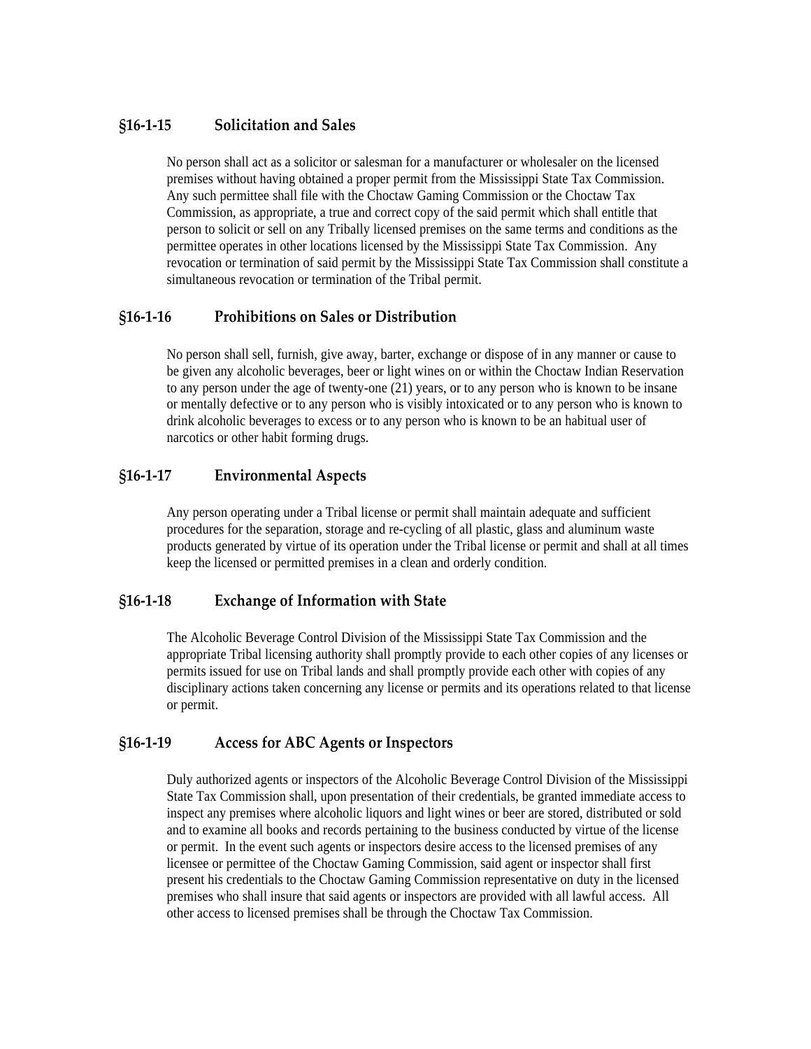### §16-1-15 Solicitation and Sales

No person shall act as a solicitor or salesman for a manufacturer or wholesaler on the licensed premises without having obtained a proper permit from the Mississippi State Tax Commission. Any such permittee shall file with the Choctaw Gaming Commission or the Choctaw Tax Commission, as appropriate, a true and correct copy of the said permit which shall entitle that person to solicit or sell on any Tribally licensed premises on the same terms and conditions as the permittee operates in other locations licensed by the Mississippi State Tax Commission. Any revocation or termination of said permit by the Mississippi State Tax Commission shall constitute a simultaneous revocation or termination of the Tribal permit.

### §16-1-16 Prohibitions on Sales or Distribution

No person shall sell, furnish, give away, barter, exchange or dispose of in any manner or cause to be given any alcoholic beverages, beer or light wines on or within the Choctaw Indian Reservation to any person under the age of twenty-one (21) years, or to any person who is known to be insane or mentally defective or to any person who is visibly intoxicated or to any person who is known to drink alcoholic beverages to excess or to any person who is known to be an habitual user of narcotics or other habit forming drugs.

### §16-1-17 Environmental Aspects

Any person operating under a Tribal license or permit shall maintain adequate and sufficient procedures for the separation, storage and re-cycling of all plastic, glass and aluminum waste products generated by virtue of its operation under the Tribal license or permit and shall at all times keep the licensed or permitted premises in a clean and orderly condition.

### §16-1-18 Exchange of Information with State

The Alcoholic Beverage Control Division of the Mississippi State Tax Commission and the appropriate Tribal licensing authority shall promptly provide to each other copies of any licenses or permits issued for use on Tribal lands and shall promptly provide each other with copies of any disciplinary actions taken concerning any license or permits and its operations related to that license or permit.

### §16-1-19 Access for ABC Agents or Inspectors

Duly authorized agents or inspectors of the Alcoholic Beverage Control Division of the Mississippi State Tax Commission shall, upon presentation of their credentials, be granted immediate access to inspect any premises where alcoholic liquors and light wines or beer are stored, distributed or sold and to examine all books and records pertaining to the business conducted by virtue of the license or permit. In the event such agents or inspectors desire access to the licensed premises of any licensee or permittee of the Choctaw Gaming Commission, said agent or inspector shall first present his credentials to the Choctaw Gaming Commission representative on duty in the licensed premises who shall insure that said agents or inspectors are provided with all lawful access. All other access to licensed premises shall be through the Choctaw Tax Commission.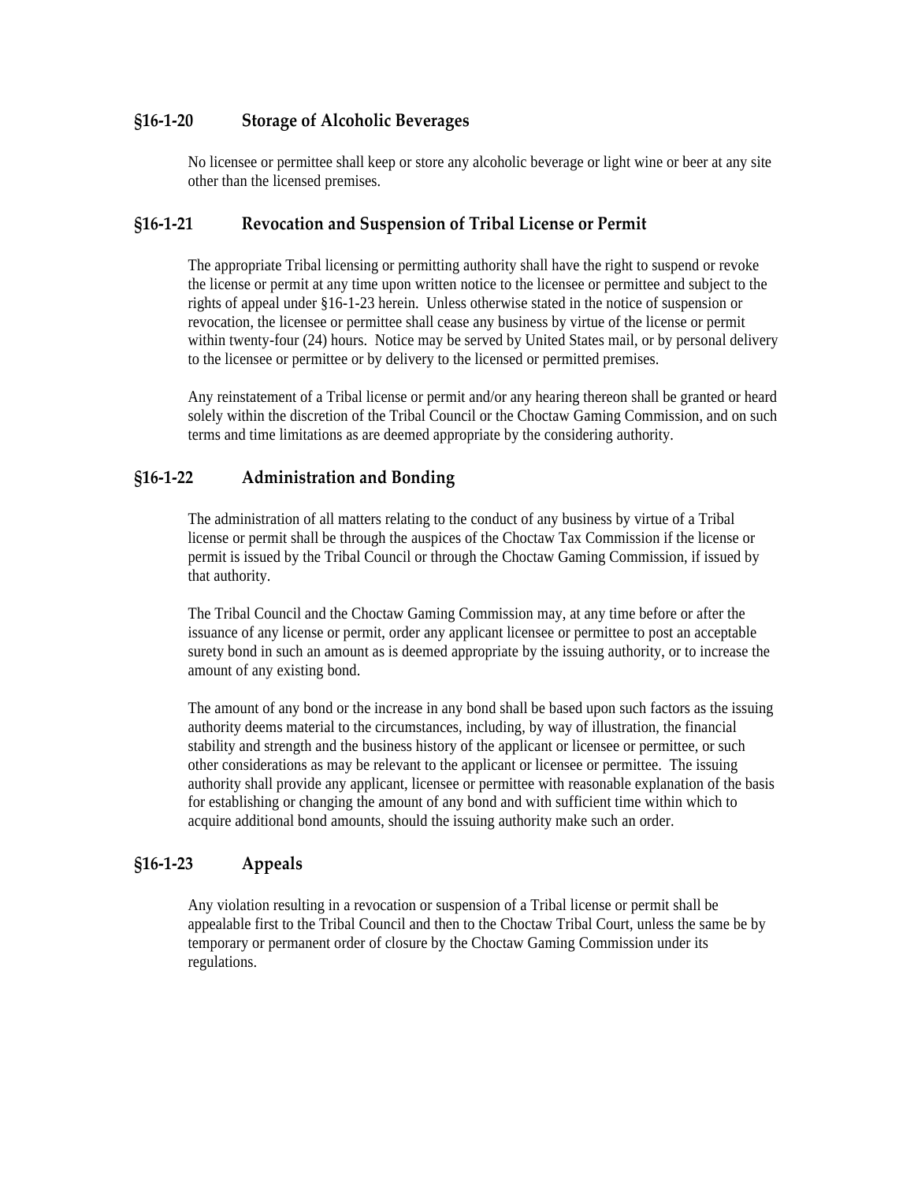### §16-1-20 Storage of Alcoholic Beverages

No licensee or permittee shall keep or store any alcoholic beverage or light wine or beer at any site other than the licensed premises.

### §16-1-21 Revocation and Suspension of Tribal License or Permit

The appropriate Tribal licensing or permitting authority shall have the right to suspend or revoke the license or permit at any time upon written notice to the licensee or permittee and subject to the rights of appeal under §16-1-23 herein. Unless otherwise stated in the notice of suspension or revocation, the licensee or permittee shall cease any business by virtue of the license or permit within twenty-four (24) hours. Notice may be served by United States mail, or by personal delivery to the licensee or permittee or by delivery to the licensed or permitted premises.

Any reinstatement of a Tribal license or permit and/or any hearing thereon shall be granted or heard solely within the discretion of the Tribal Council or the Choctaw Gaming Commission, and on such terms and time limitations as are deemed appropriate by the considering authority.

### §16-1-22 Administration and Bonding

The administration of all matters relating to the conduct of any business by virtue of a Tribal license or permit shall be through the auspices of the Choctaw Tax Commission if the license or permit is issued by the Tribal Council or through the Choctaw Gaming Commission, if issued by that authority.

The Tribal Council and the Choctaw Gaming Commission may, at any time before or after the issuance of any license or permit, order any applicant licensee or permittee to post an acceptable surety bond in such an amount as is deemed appropriate by the issuing authority, or to increase the amount of any existing bond.

The amount of any bond or the increase in any bond shall be based upon such factors as the issuing authority deems material to the circumstances, including, by way of illustration, the financial stability and strength and the business history of the applicant or licensee or permittee, or such other considerations as may be relevant to the applicant or licensee or permittee. The issuing authority shall provide any applicant, licensee or permittee with reasonable explanation of the basis for establishing or changing the amount of any bond and with sufficient time within which to acquire additional bond amounts, should the issuing authority make such an order.

### §16-1-23 Appeals

Any violation resulting in a revocation or suspension of a Tribal license or permit shall be appealable first to the Tribal Council and then to the Choctaw Tribal Court, unless the same be by temporary or permanent order of closure by the Choctaw Gaming Commission under its regulations.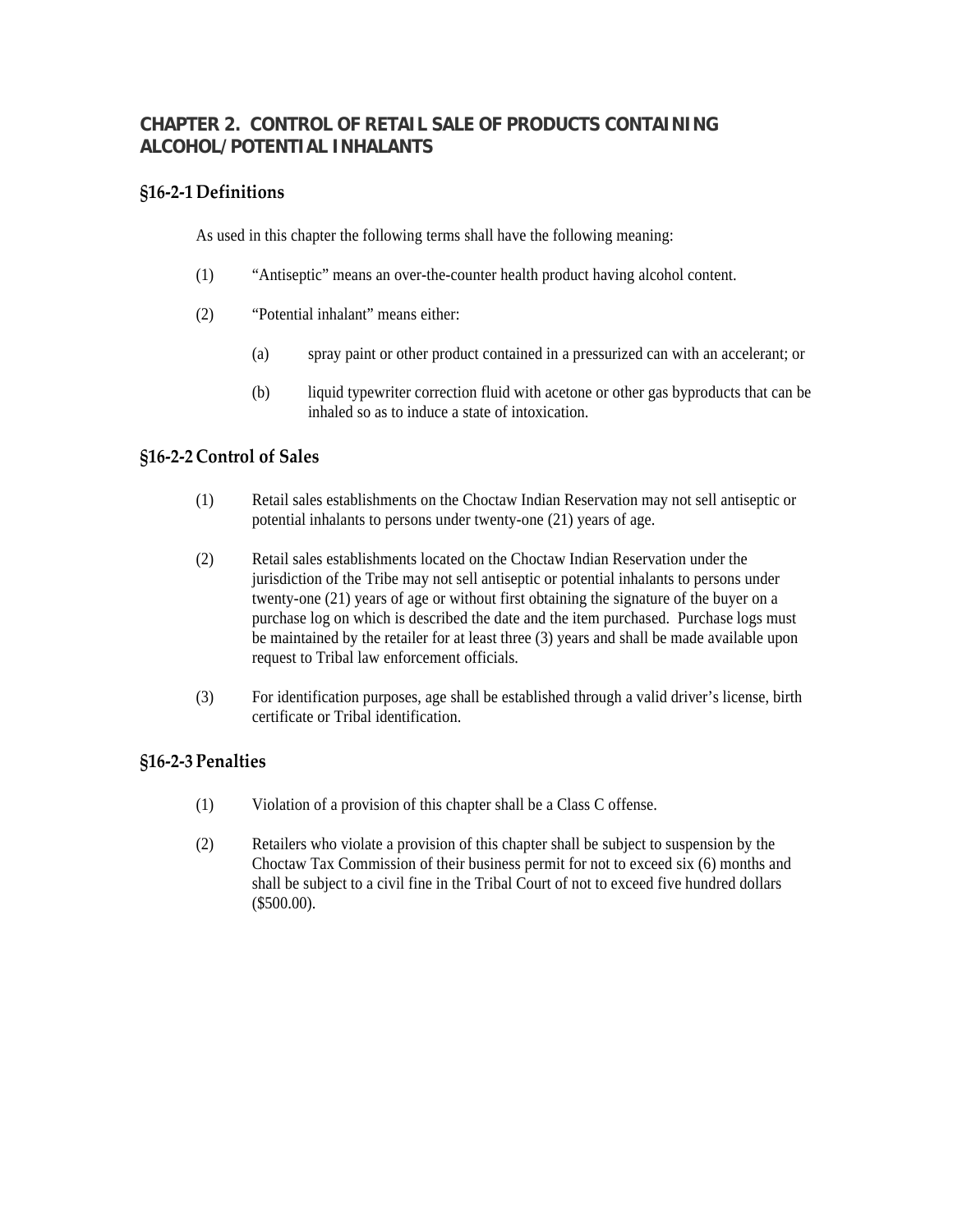## CHAPTER 2. CONTROL OF RETAIL SALE OF PRODUCTS CONTAINING ALCOHOL/POTENTIAL INHALANTS

### §16-2-1 Definitions

As used in this chapter the following terms shall have the following meaning:

(1) "Antiseptic" means an over-the-counter health product having alcohol content.

(2) "Potential inhalant" means either:

(a) spray paint or other product contained in a pressurized can with an accelerant; or

(b) liquid typewriter correction fluid with acetone or other gas byproducts that can be inhaled so as to induce a state of intoxication.

### §16-2-2 Control of Sales

(1) Retail sales establishments on the Choctaw Indian Reservation may not sell antiseptic or potential inhalants to persons under twenty-one (21) years of age.

(2) Retail sales establishments located on the Choctaw Indian Reservation under the jurisdiction of the Tribe may not sell antiseptic or potential inhalants to persons under twenty-one (21) years of age or without first obtaining the signature of the buyer on a purchase log on which is described the date and the item purchased. Purchase logs must be maintained by the retailer for at least three (3) years and shall be made available upon request to Tribal law enforcement officials.

(3) For identification purposes, age shall be established through a valid driver's license, birth certificate or Tribal identification.

### §16-2-3 Penalties

(1) Violation of a provision of this chapter shall be a Class C offense.

(2) Retailers who violate a provision of this chapter shall be subject to suspension by the Choctaw Tax Commission of their business permit for not to exceed six (6) months and shall be subject to a civil fine in the Tribal Court of not to exceed five hundred dollars ($500.00).